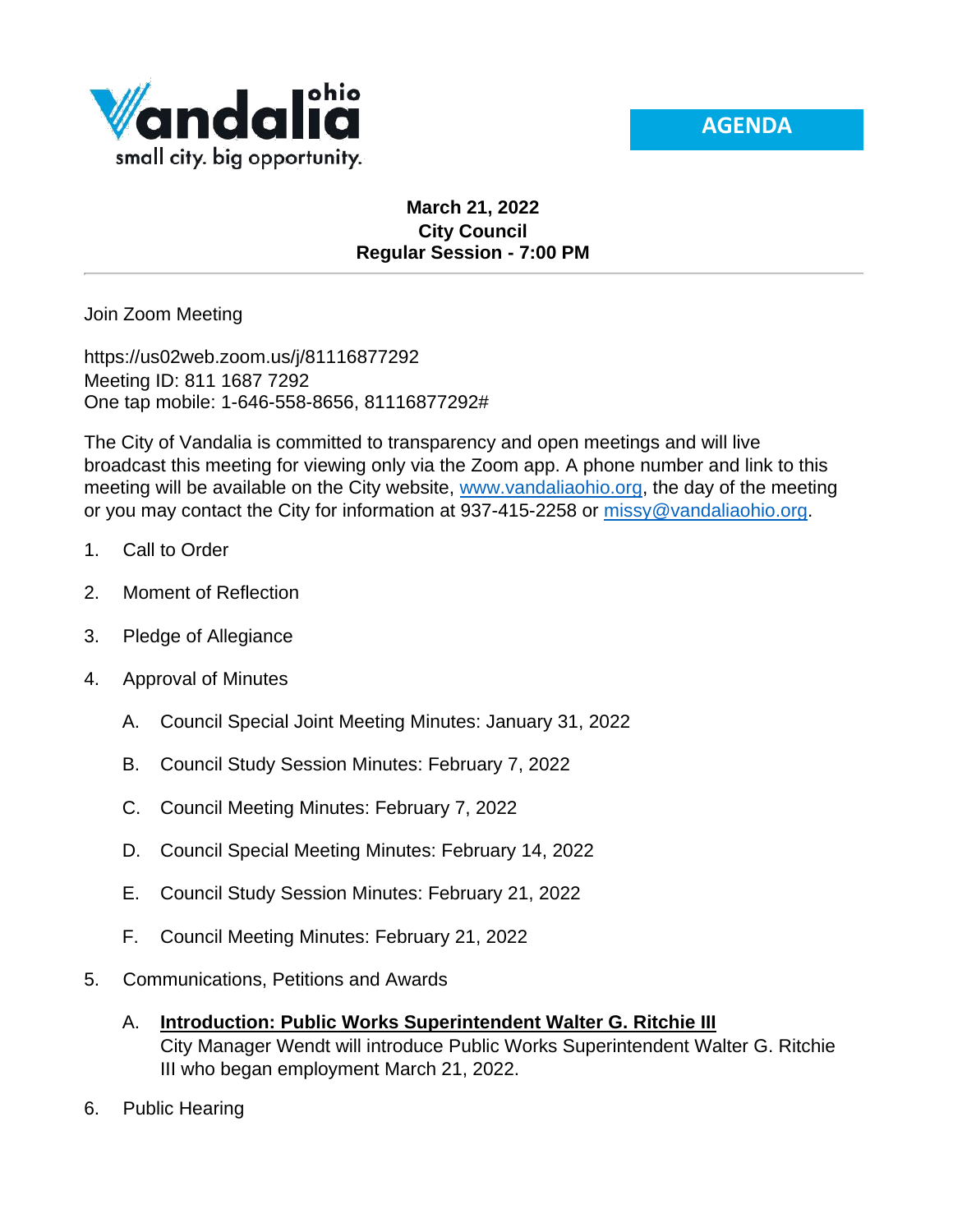Vandalia ohio

small city. big opportunity.

**AGENDA**

**March 21, 2022**
**City Council**
**Regular Session - 7:00 PM**

---

Join Zoom Meeting

https://us02web.zoom.us/j/81116877292
Meeting ID: 811 1687 7292
One tap mobile: 1-646-558-8656, 81116877292#

The City of Vandalia is committed to transparency and open meetings and will live broadcast this meeting for viewing only via the Zoom app. A phone number and link to this meeting will be available on the City website, [www.vandaliaohio.org](http://www.vandaliaohio.org), the day of the meeting or you may contact the City for information at 937-415-2258 or [missy@vandaliaohio.org](mailto:missy@vandaliaohio.org).

1. Call to Order
2. Moment of Reflection
3. Pledge of Allegiance
4. Approval of Minutes
   - A. Council Special Joint Meeting Minutes: January 31, 2022
   - B. Council Study Session Minutes: February 7, 2022
   - C. Council Meeting Minutes: February 7, 2022
   - D. Council Special Meeting Minutes: February 14, 2022
   - E. Council Study Session Minutes: February 21, 2022
   - F. Council Meeting Minutes: February 21, 2022
5. Communications, Petitions and Awards
   - A. **Introduction: Public Works Superintendent Walter G. Ritchie III**
     City Manager Wendt will introduce Public Works Superintendent Walter G. Ritchie III who began employment March 21, 2022.
6. Public Hearing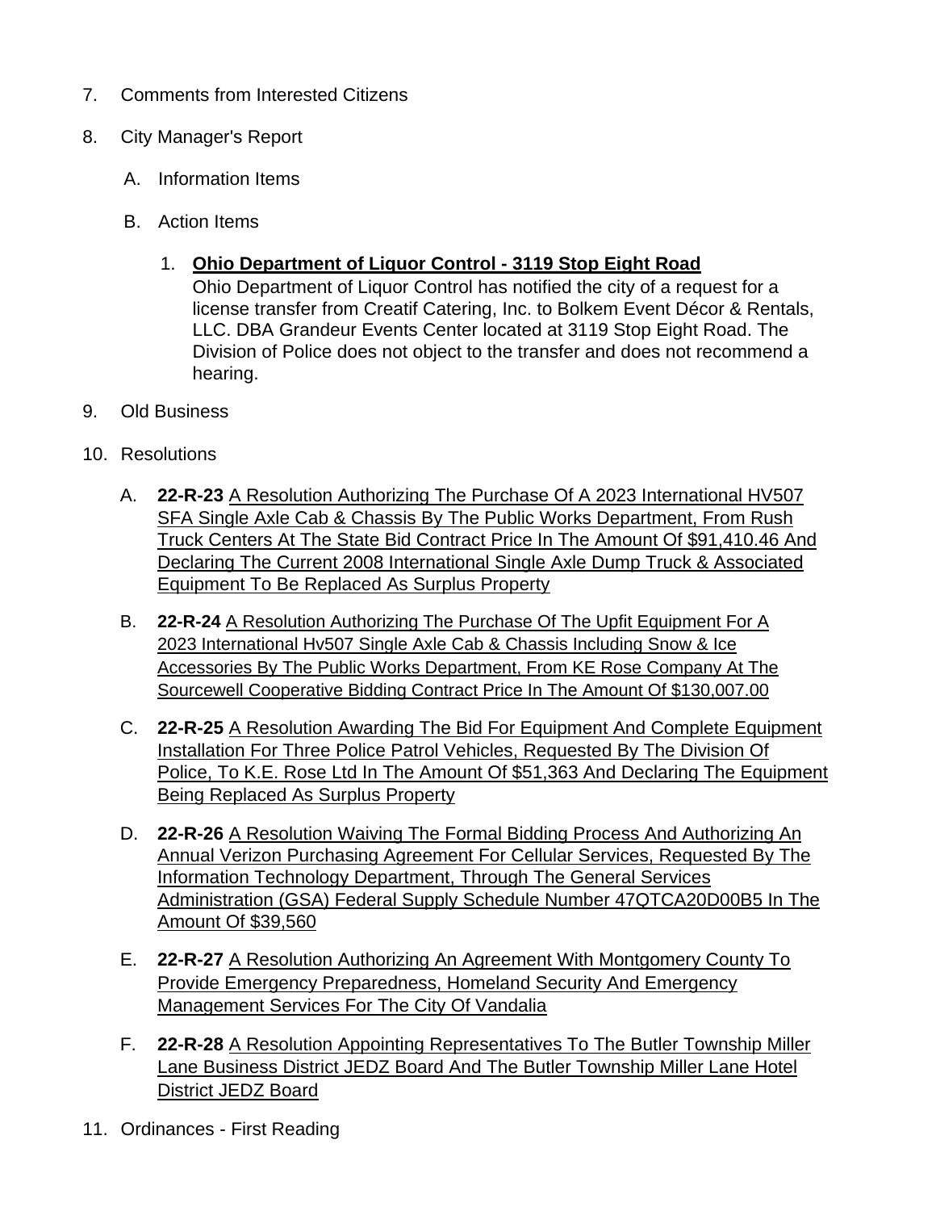7. Comments from Interested Citizens

8. City Manager's Report

   A. Information Items

   B. Action Items

      1. **<u>Ohio Department of Liquor Control - 3119 Stop Eight Road</u>**
         Ohio Department of Liquor Control has notified the city of a request for a license transfer from Creatif Catering, Inc. to Bolkem Event Décor & Rentals, LLC. DBA Grandeur Events Center located at 3119 Stop Eight Road. The Division of Police does not object to the transfer and does not recommend a hearing.

9. Old Business

10. Resolutions

    A. **22-R-23** <u>A Resolution Authorizing The Purchase Of A 2023 International HV507 SFA Single Axle Cab & Chassis By The Public Works Department, From Rush Truck Centers At The State Bid Contract Price In The Amount Of $91,410.46 And Declaring The Current 2008 International Single Axle Dump Truck & Associated Equipment To Be Replaced As Surplus Property</u>

    B. **22-R-24** <u>A Resolution Authorizing The Purchase Of The Upfit Equipment For A 2023 International Hv507 Single Axle Cab & Chassis Including Snow & Ice Accessories By The Public Works Department, From KE Rose Company At The Sourcewell Cooperative Bidding Contract Price In The Amount Of $130,007.00</u>

    C. **22-R-25** <u>A Resolution Awarding The Bid For Equipment And Complete Equipment Installation For Three Police Patrol Vehicles, Requested By The Division Of Police, To K.E. Rose Ltd In The Amount Of $51,363 And Declaring The Equipment Being Replaced As Surplus Property</u>

    D. **22-R-26** <u>A Resolution Waiving The Formal Bidding Process And Authorizing An Annual Verizon Purchasing Agreement For Cellular Services, Requested By The Information Technology Department, Through The General Services Administration (GSA) Federal Supply Schedule Number 47QTCA20D00B5 In The Amount Of $39,560</u>

    E. **22-R-27** <u>A Resolution Authorizing An Agreement With Montgomery County To Provide Emergency Preparedness, Homeland Security And Emergency Management Services For The City Of Vandalia</u>

    F. **22-R-28** <u>A Resolution Appointing Representatives To The Butler Township Miller Lane Business District JEDZ Board And The Butler Township Miller Lane Hotel District JEDZ Board</u>

11. Ordinances - First Reading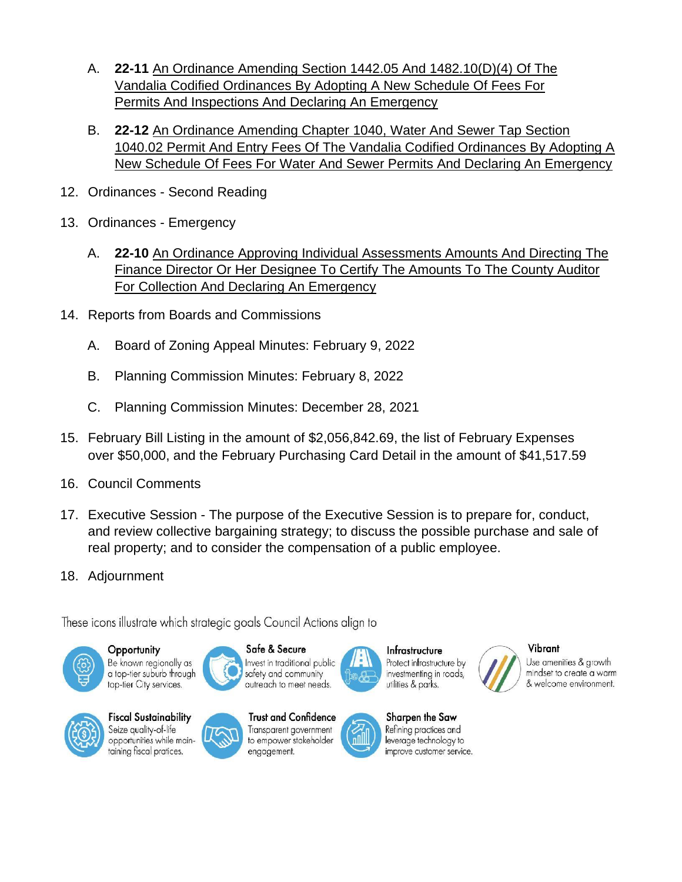A. **22-11** An Ordinance Amending Section 1442.05 And 1482.10(D)(4) Of The Vandalia Codified Ordinances By Adopting A New Schedule Of Fees For Permits And Inspections And Declaring An Emergency

B. **22-12** An Ordinance Amending Chapter 1040, Water And Sewer Tap Section 1040.02 Permit And Entry Fees Of The Vandalia Codified Ordinances By Adopting A New Schedule Of Fees For Water And Sewer Permits And Declaring An Emergency

12. Ordinances - Second Reading

13. Ordinances - Emergency

    A. **22-10** An Ordinance Approving Individual Assessments Amounts And Directing The Finance Director Or Her Designee To Certify The Amounts To The County Auditor For Collection And Declaring An Emergency

14. Reports from Boards and Commissions

    A. Board of Zoning Appeal Minutes: February 9, 2022

    B. Planning Commission Minutes: February 8, 2022

    C. Planning Commission Minutes: December 28, 2021

15. February Bill Listing in the amount of $2,056,842.69, the list of February Expenses over $50,000, and the February Purchasing Card Detail in the amount of $41,517.59

16. Council Comments

17. Executive Session - The purpose of the Executive Session is to prepare for, conduct, and review collective bargaining strategy; to discuss the possible purchase and sale of real property; and to consider the compensation of a public employee.

18. Adjournment

These icons illustrate which strategic goals Council Actions align to

**Opportunity**
Be known regionally as a top-tier suburb through top-tier City services.

**Safe & Secure**
Invest in traditional public safety and community outreach to meet needs.

**Infrastructure**
Protect infrastructure by investmenting in roads, utilities & parks.

**Vibrant**
Use amenities & growth mindset to create a warm & welcome environment.

**Fiscal Sustainability**
Seize quality-of-life opportunities while maintaining fiscal pratices.

**Trust and Confidence**
Transparent government to empower stakeholder engagement.

**Sharpen the Saw**
Refining practices and leverage technology to improve customer service.